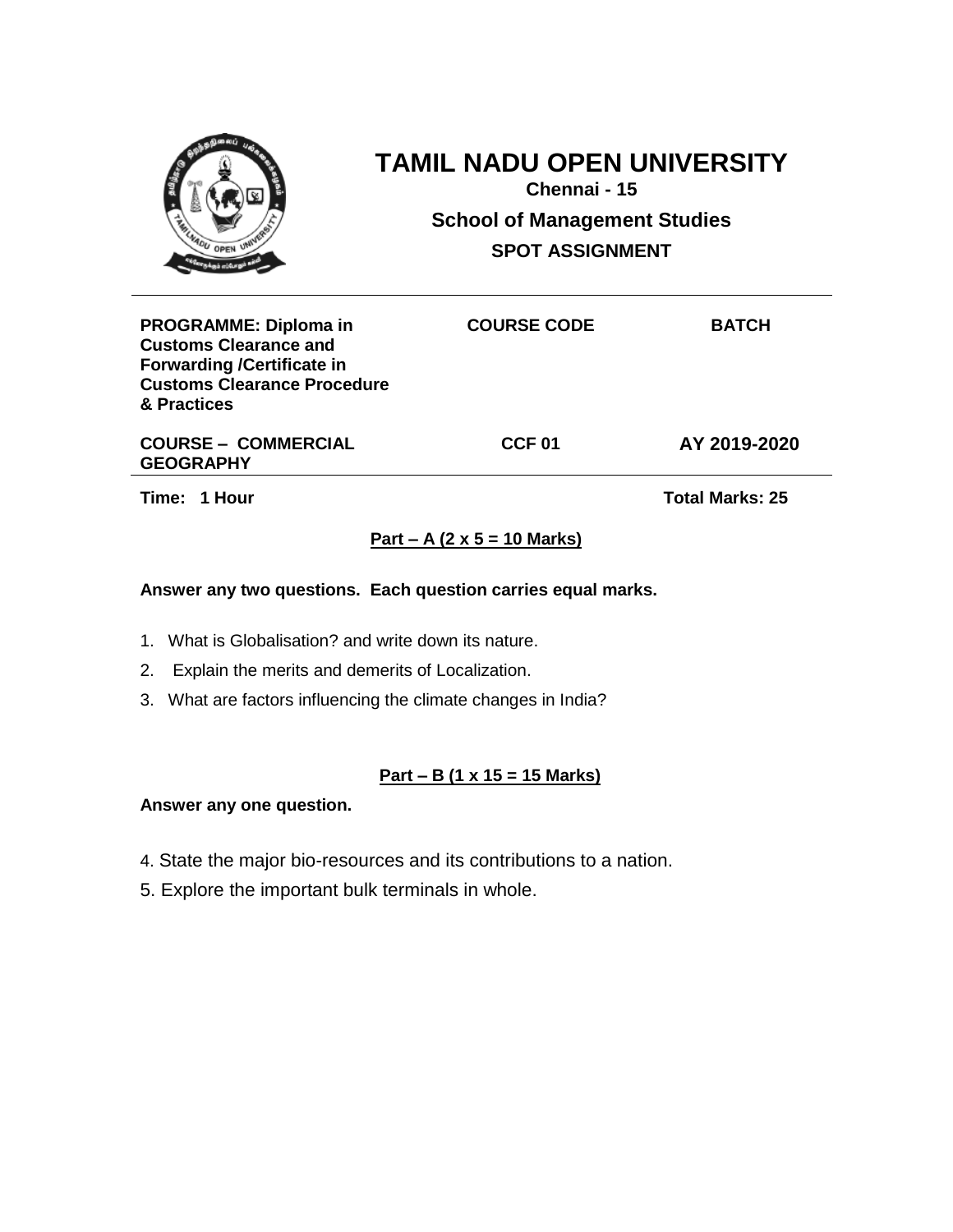# TAMIL NADU OPEN UNIVERSITY

**Chennai - 15**

## School of Management Studies

### SPOT ASSIGNMENT

| PROGRAMME: Diploma in Customs Clearance and Forwarding /Certificate in Customs Clearance Procedure & Practices | COURSE CODE | BATCH |
|---|---|---|
| **COURSE – COMMERCIAL GEOGRAPHY** | **CCF 01** | **AY 2019-2020** |

**Time: 1 Hour** **Total Marks: 25**

**Part – A (2 x 5 = 10 Marks)**

**Answer any two questions. Each question carries equal marks.**

1. What is Globalisation? and write down its nature.
2. Explain the merits and demerits of Localization.
3. What are factors influencing the climate changes in India?

**Part – B (1 x 15 = 15 Marks)**

**Answer any one question.**

4. State the major bio-resources and its contributions to a nation.
5. Explore the important bulk terminals in whole.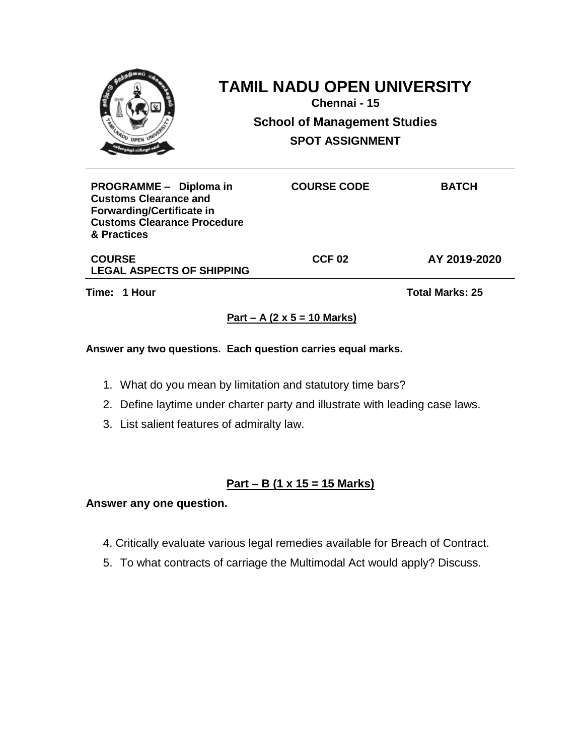# TAMIL NADU OPEN UNIVERSITY

**Chennai - 15**

**School of Management Studies**

**SPOT ASSIGNMENT**

| PROGRAMME – Diploma in Customs Clearance and Forwarding/Certificate in Customs Clearance Procedure & Practices | COURSE CODE | BATCH |
|---|---|---|
| **COURSE**<br>**LEGAL ASPECTS OF SHIPPING** | **CCF 02** | **AY 2019-2020** |

**Time: 1 Hour** **Total Marks: 25**

## Part – A (2 x 5 = 10 Marks)

**Answer any two questions. Each question carries equal marks.**

1. What do you mean by limitation and statutory time bars?
2. Define laytime under charter party and illustrate with leading case laws.
3. List salient features of admiralty law.

## Part – B (1 x 15 = 15 Marks)

**Answer any one question.**

4. Critically evaluate various legal remedies available for Breach of Contract.
5. To what contracts of carriage the Multimodal Act would apply? Discuss.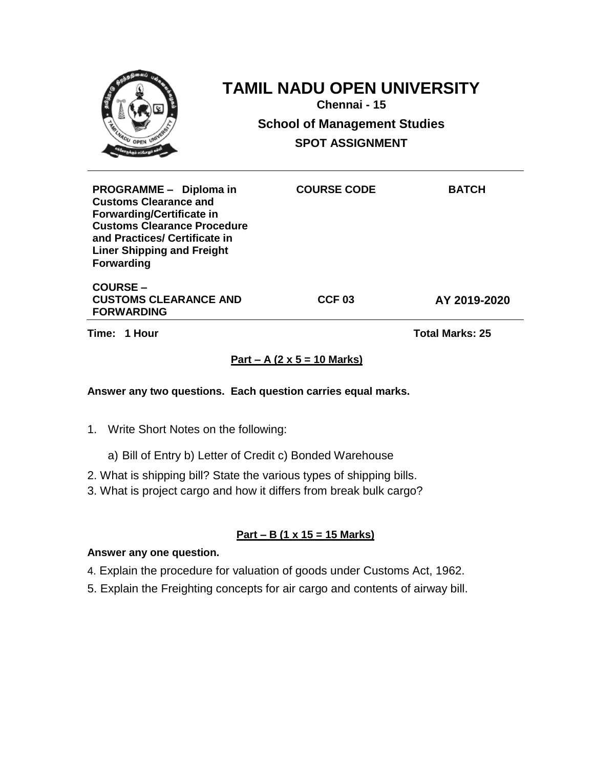# TAMIL NADU OPEN UNIVERSITY

**Chennai - 15**

**School of Management Studies**

**SPOT ASSIGNMENT**

| PROGRAMME – Diploma in Customs Clearance and Forwarding/Certificate in Customs Clearance Procedure and Practices/ Certificate in Liner Shipping and Freight Forwarding | COURSE CODE | BATCH |
|---|---|---|
| COURSE – CUSTOMS CLEARANCE AND FORWARDING | CCF 03 | AY 2019-2020 |

**Time: 1 Hour** **Total Marks: 25**

**Part – A (2 x 5 = 10 Marks)**

**Answer any two questions. Each question carries equal marks.**

1. Write Short Notes on the following:

   a) Bill of Entry b) Letter of Credit c) Bonded Warehouse

2. What is shipping bill? State the various types of shipping bills.
3. What is project cargo and how it differs from break bulk cargo?

**Part – B (1 x 15 = 15 Marks)**

**Answer any one question.**

4. Explain the procedure for valuation of goods under Customs Act, 1962.
5. Explain the Freighting concepts for air cargo and contents of airway bill.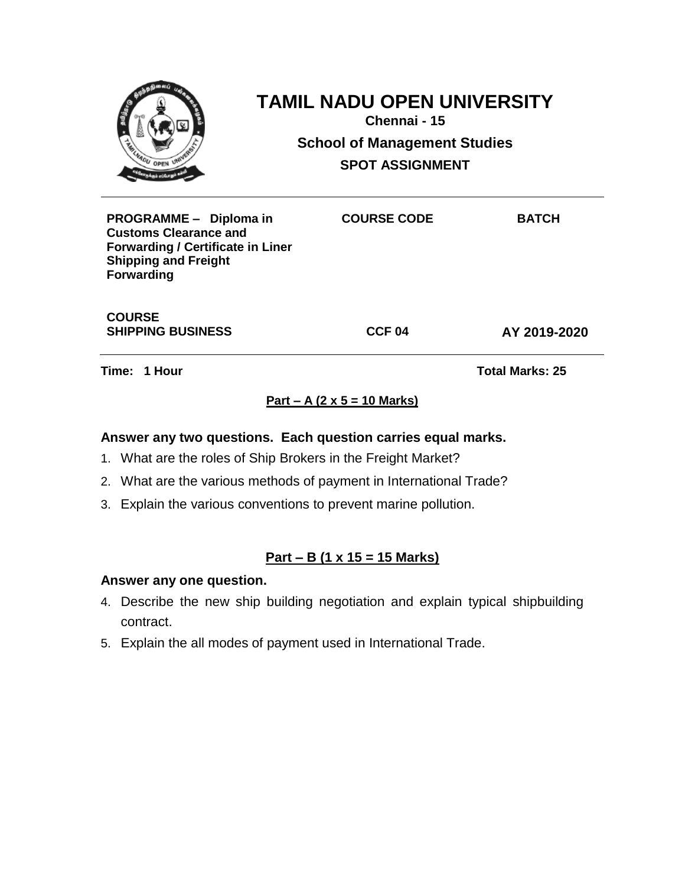# TAMIL NADU OPEN UNIVERSITY

**Chennai - 15**

**School of Management Studies**

**SPOT ASSIGNMENT**

| PROGRAMME – Diploma in Customs Clearance and Forwarding / Certificate in Liner Shipping and Freight Forwarding | COURSE CODE | BATCH |
| --- | --- | --- |
| COURSE<br>SHIPPING BUSINESS | CCF 04 | AY 2019-2020 |

**Time: 1 Hour** **Total Marks: 25**

## Part – A (2 x 5 = 10 Marks)

**Answer any two questions. Each question carries equal marks.**

1. What are the roles of Ship Brokers in the Freight Market?
2. What are the various methods of payment in International Trade?
3. Explain the various conventions to prevent marine pollution.

## Part – B (1 x 15 = 15 Marks)

**Answer any one question.**

4. Describe the new ship building negotiation and explain typical shipbuilding contract.
5. Explain the all modes of payment used in International Trade.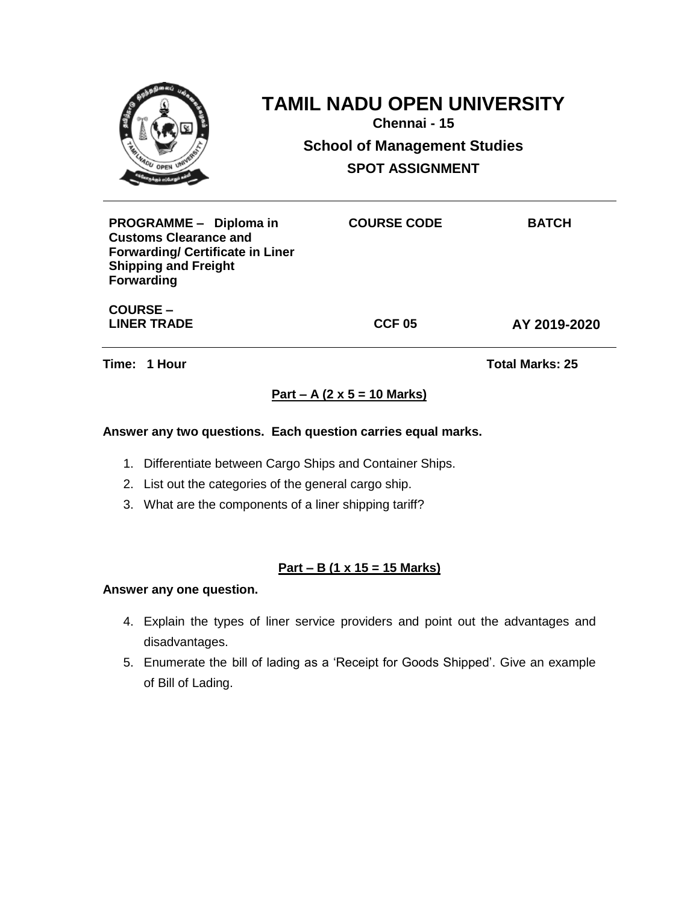# TAMIL NADU OPEN UNIVERSITY

**Chennai - 15**

**School of Management Studies**

**SPOT ASSIGNMENT**

| | | |
|---|---|---|
| **PROGRAMME – Diploma in Customs Clearance and Forwarding/ Certificate in Liner Shipping and Freight Forwarding** | **COURSE CODE** | **BATCH** |
| **COURSE – LINER TRADE** | **CCF 05** | **AY 2019-2020** |

**Time: 1 Hour** **Total Marks: 25**

**Part – A (2 x 5 = 10 Marks)**

**Answer any two questions. Each question carries equal marks.**

1. Differentiate between Cargo Ships and Container Ships.
2. List out the categories of the general cargo ship.
3. What are the components of a liner shipping tariff?

**Part – B (1 x 15 = 15 Marks)**

**Answer any one question.**

4. Explain the types of liner service providers and point out the advantages and disadvantages.
5. Enumerate the bill of lading as a 'Receipt for Goods Shipped'. Give an example of Bill of Lading.